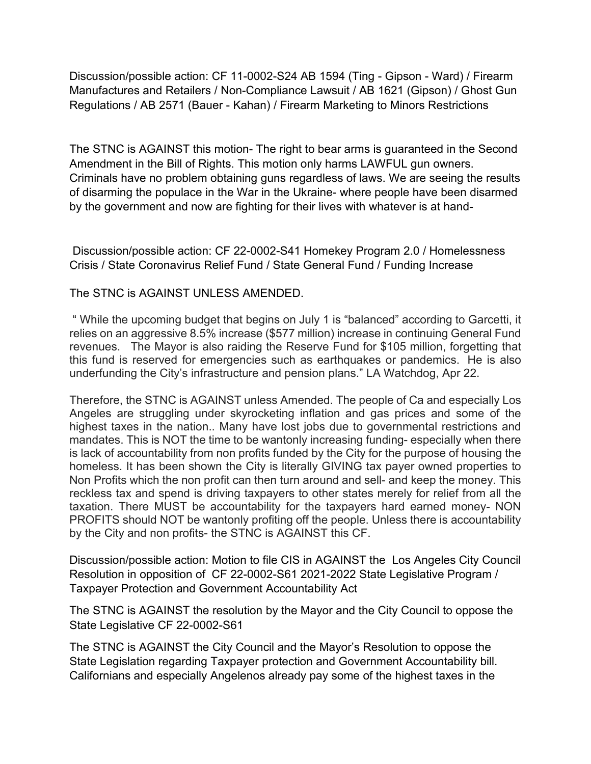Discussion/possible action: CF 11-0002-S24 AB 1594 (Ting - Gipson - Ward) / Firearm Manufactures and Retailers / Non-Compliance Lawsuit / AB 1621 (Gipson) / Ghost Gun Regulations / AB 2571 (Bauer - Kahan) / Firearm Marketing to Minors Restrictions

The STNC is AGAINST this motion- The right to bear arms is guaranteed in the Second Amendment in the Bill of Rights. This motion only harms LAWFUL gun owners. Criminals have no problem obtaining guns regardless of laws. We are seeing the results of disarming the populace in the War in the Ukraine- where people have been disarmed by the government and now are fighting for their lives with whatever is at hand-

Discussion/possible action: CF 22-0002-S41 Homekey Program 2.0 / Homelessness Crisis / State Coronavirus Relief Fund / State General Fund / Funding Increase

The STNC is AGAINST UNLESS AMENDED.

" While the upcoming budget that begins on July 1 is "balanced" according to Garcetti, it relies on an aggressive 8.5% increase ($577 million) increase in continuing General Fund revenues. The Mayor is also raiding the Reserve Fund for $105 million, forgetting that this fund is reserved for emergencies such as earthquakes or pandemics. He is also underfunding the City's infrastructure and pension plans." LA Watchdog, Apr 22.

Therefore, the STNC is AGAINST unless Amended. The people of Ca and especially Los Angeles are struggling under skyrocketing inflation and gas prices and some of the highest taxes in the nation.. Many have lost jobs due to governmental restrictions and mandates. This is NOT the time to be wantonly increasing funding- especially when there is lack of accountability from non profits funded by the City for the purpose of housing the homeless. It has been shown the City is literally GIVING tax payer owned properties to Non Profits which the non profit can then turn around and sell- and keep the money. This reckless tax and spend is driving taxpayers to other states merely for relief from all the taxation. There MUST be accountability for the taxpayers hard earned money- NON PROFITS should NOT be wantonly profiting off the people. Unless there is accountability by the City and non profits- the STNC is AGAINST this CF.

Discussion/possible action: Motion to file CIS in AGAINST the Los Angeles City Council Resolution in opposition of CF 22-0002-S61 2021-2022 State Legislative Program / Taxpayer Protection and Government Accountability Act

The STNC is AGAINST the resolution by the Mayor and the City Council to oppose the State Legislative CF 22-0002-S61

The STNC is AGAINST the City Council and the Mayor's Resolution to oppose the State Legislation regarding Taxpayer protection and Government Accountability bill. Californians and especially Angelenos already pay some of the highest taxes in the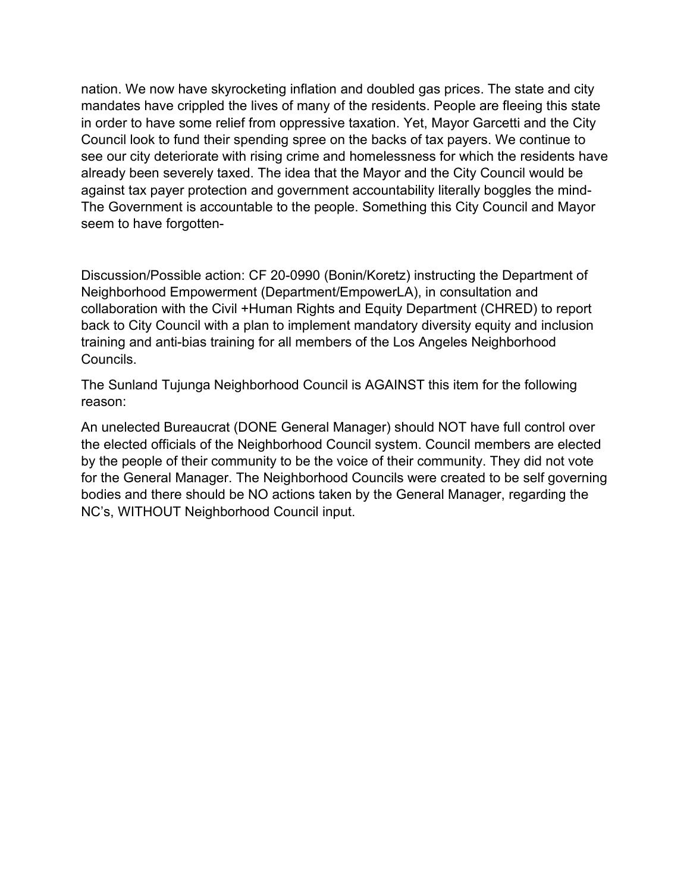nation. We now have skyrocketing inflation and doubled gas prices. The state and city mandates have crippled the lives of many of the residents. People are fleeing this state in order to have some relief from oppressive taxation. Yet, Mayor Garcetti and the City Council look to fund their spending spree on the backs of tax payers. We continue to see our city deteriorate with rising crime and homelessness for which the residents have already been severely taxed. The idea that the Mayor and the City Council would be against tax payer protection and government accountability literally boggles the mind- The Government is accountable to the people. Something this City Council and Mayor seem to have forgotten-

Discussion/Possible action: CF 20-0990 (Bonin/Koretz) instructing the Department of Neighborhood Empowerment (Department/EmpowerLA), in consultation and collaboration with the Civil +Human Rights and Equity Department (CHRED) to report back to City Council with a plan to implement mandatory diversity equity and inclusion training and anti-bias training for all members of the Los Angeles Neighborhood Councils.

The Sunland Tujunga Neighborhood Council is AGAINST this item for the following reason:

An unelected Bureaucrat (DONE General Manager) should NOT have full control over the elected officials of the Neighborhood Council system. Council members are elected by the people of their community to be the voice of their community. They did not vote for the General Manager. The Neighborhood Councils were created to be self governing bodies and there should be NO actions taken by the General Manager, regarding the NC's, WITHOUT Neighborhood Council input.